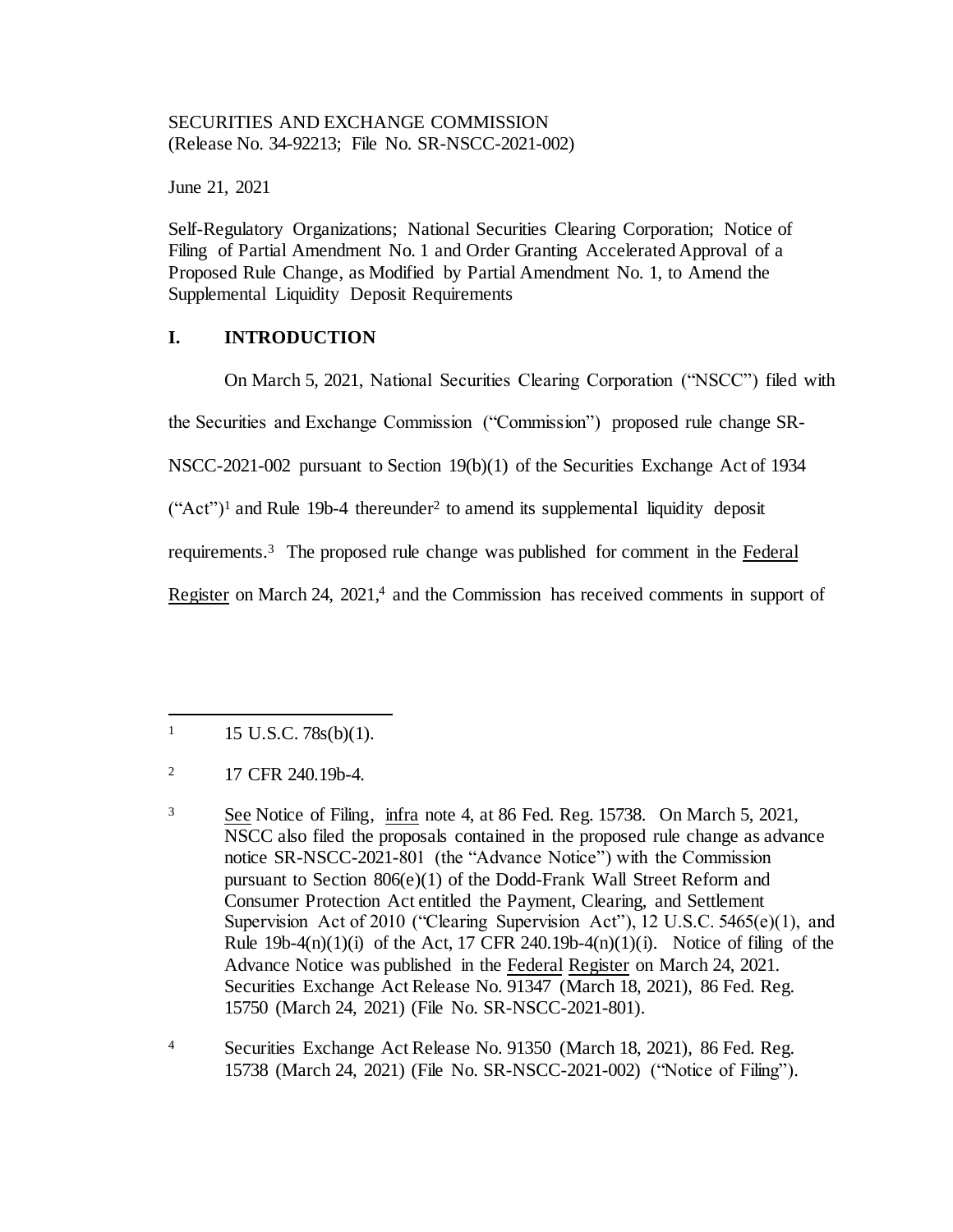SECURITIES AND EXCHANGE COMMISSION
(Release No. 34-92213; File No. SR-NSCC-2021-002)

June 21, 2021

Self-Regulatory Organizations; National Securities Clearing Corporation; Notice of Filing of Partial Amendment No. 1 and Order Granting Accelerated Approval of a Proposed Rule Change, as Modified by Partial Amendment No. 1, to Amend the Supplemental Liquidity Deposit Requirements

## I. INTRODUCTION

On March 5, 2021, National Securities Clearing Corporation ("NSCC") filed with the Securities and Exchange Commission ("Commission") proposed rule change SR-NSCC-2021-002 pursuant to Section 19(b)(1) of the Securities Exchange Act of 1934 ("Act")[1] and Rule 19b-4 thereunder[2] to amend its supplemental liquidity deposit requirements.[3] The proposed rule change was published for comment in the Federal Register on March 24, 2021,[4] and the Commission has received comments in support of

---

[1] 15 U.S.C. 78s(b)(1).

[2] 17 CFR 240.19b-4.

[3] See Notice of Filing, infra note 4, at 86 Fed. Reg. 15738. On March 5, 2021, NSCC also filed the proposals contained in the proposed rule change as advance notice SR-NSCC-2021-801 (the "Advance Notice") with the Commission pursuant to Section 806(e)(1) of the Dodd-Frank Wall Street Reform and Consumer Protection Act entitled the Payment, Clearing, and Settlement Supervision Act of 2010 ("Clearing Supervision Act"), 12 U.S.C. 5465(e)(1), and Rule 19b-4(n)(1)(i) of the Act, 17 CFR 240.19b-4(n)(1)(i). Notice of filing of the Advance Notice was published in the Federal Register on March 24, 2021. Securities Exchange Act Release No. 91347 (March 18, 2021), 86 Fed. Reg. 15750 (March 24, 2021) (File No. SR-NSCC-2021-801).

[4] Securities Exchange Act Release No. 91350 (March 18, 2021), 86 Fed. Reg. 15738 (March 24, 2021) (File No. SR-NSCC-2021-002) ("Notice of Filing").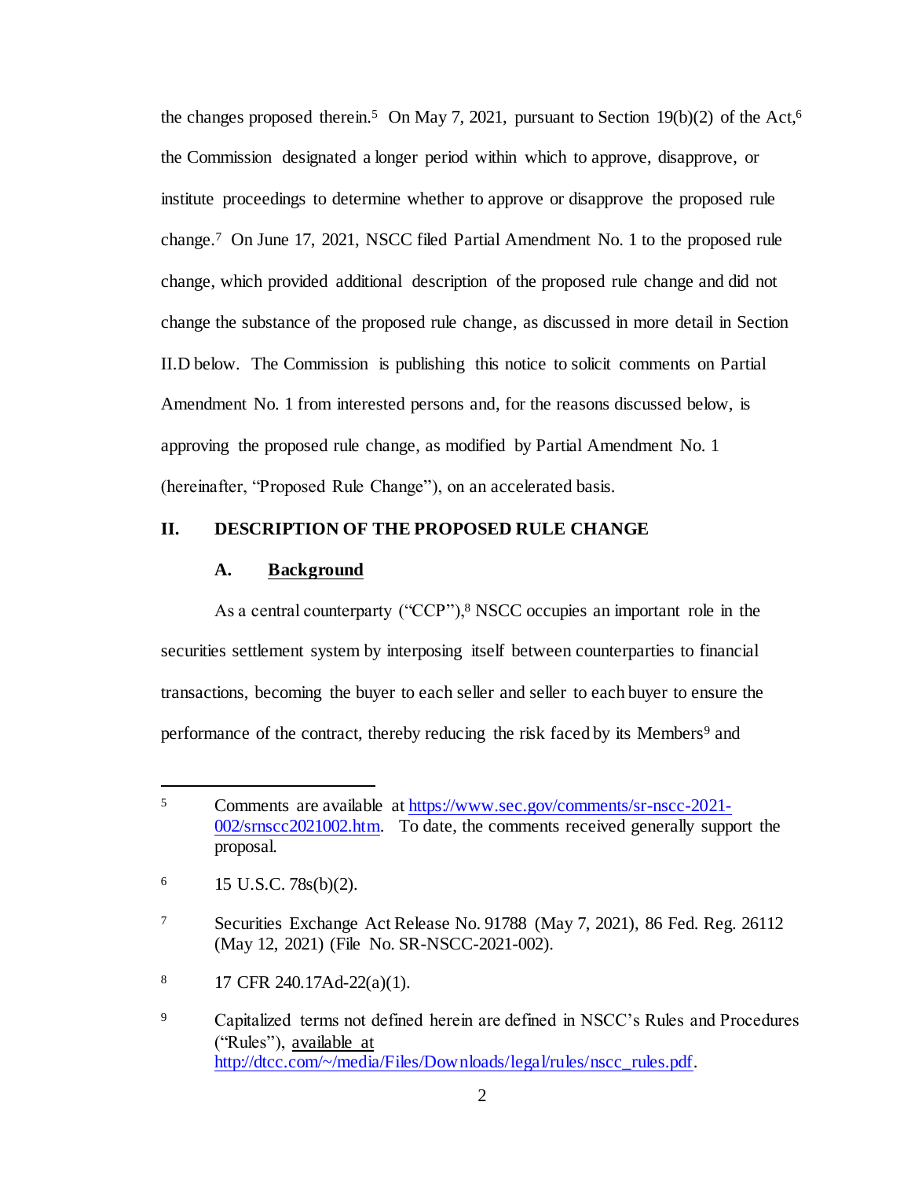the changes proposed therein.[5] On May 7, 2021, pursuant to Section 19(b)(2) of the Act,[6] the Commission designated a longer period within which to approve, disapprove, or institute proceedings to determine whether to approve or disapprove the proposed rule change.[7] On June 17, 2021, NSCC filed Partial Amendment No. 1 to the proposed rule change, which provided additional description of the proposed rule change and did not change the substance of the proposed rule change, as discussed in more detail in Section II.D below. The Commission is publishing this notice to solicit comments on Partial Amendment No. 1 from interested persons and, for the reasons discussed below, is approving the proposed rule change, as modified by Partial Amendment No. 1 (hereinafter, "Proposed Rule Change"), on an accelerated basis.

## II. DESCRIPTION OF THE PROPOSED RULE CHANGE

### A. Background

As a central counterparty ("CCP"),[8] NSCC occupies an important role in the securities settlement system by interposing itself between counterparties to financial transactions, becoming the buyer to each seller and seller to each buyer to ensure the performance of the contract, thereby reducing the risk faced by its Members[9] and

---

[5] Comments are available at https://www.sec.gov/comments/sr-nscc-2021-002/srnscc2021002.htm. To date, the comments received generally support the proposal.

[6] 15 U.S.C. 78s(b)(2).

[7] Securities Exchange Act Release No. 91788 (May 7, 2021), 86 Fed. Reg. 26112 (May 12, 2021) (File No. SR-NSCC-2021-002).

[8] 17 CFR 240.17Ad-22(a)(1).

[9] Capitalized terms not defined herein are defined in NSCC's Rules and Procedures ("Rules"), available at http://dtcc.com/~/media/Files/Downloads/legal/rules/nscc_rules.pdf.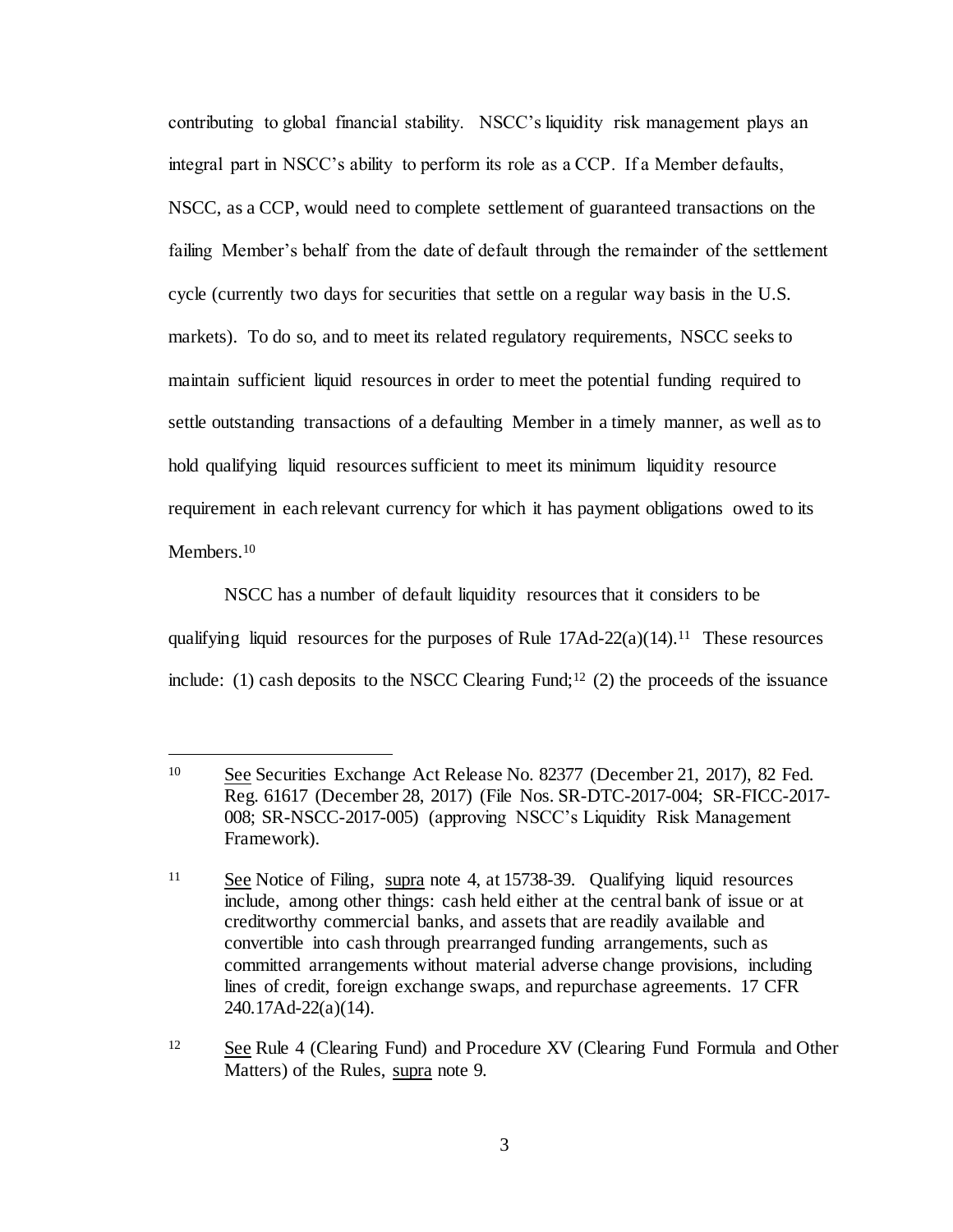contributing to global financial stability. NSCC's liquidity risk management plays an integral part in NSCC's ability to perform its role as a CCP. If a Member defaults, NSCC, as a CCP, would need to complete settlement of guaranteed transactions on the failing Member's behalf from the date of default through the remainder of the settlement cycle (currently two days for securities that settle on a regular way basis in the U.S. markets). To do so, and to meet its related regulatory requirements, NSCC seeks to maintain sufficient liquid resources in order to meet the potential funding required to settle outstanding transactions of a defaulting Member in a timely manner, as well as to hold qualifying liquid resources sufficient to meet its minimum liquidity resource requirement in each relevant currency for which it has payment obligations owed to its Members.[10]

NSCC has a number of default liquidity resources that it considers to be qualifying liquid resources for the purposes of Rule 17Ad-22(a)(14).[11] These resources include: (1) cash deposits to the NSCC Clearing Fund;[12] (2) the proceeds of the issuance

---

[10] See Securities Exchange Act Release No. 82377 (December 21, 2017), 82 Fed. Reg. 61617 (December 28, 2017) (File Nos. SR-DTC-2017-004; SR-FICC-2017-008; SR-NSCC-2017-005) (approving NSCC's Liquidity Risk Management Framework).

[11] See Notice of Filing, supra note 4, at 15738-39. Qualifying liquid resources include, among other things: cash held either at the central bank of issue or at creditworthy commercial banks, and assets that are readily available and convertible into cash through prearranged funding arrangements, such as committed arrangements without material adverse change provisions, including lines of credit, foreign exchange swaps, and repurchase agreements. 17 CFR 240.17Ad-22(a)(14).

[12] See Rule 4 (Clearing Fund) and Procedure XV (Clearing Fund Formula and Other Matters) of the Rules, supra note 9.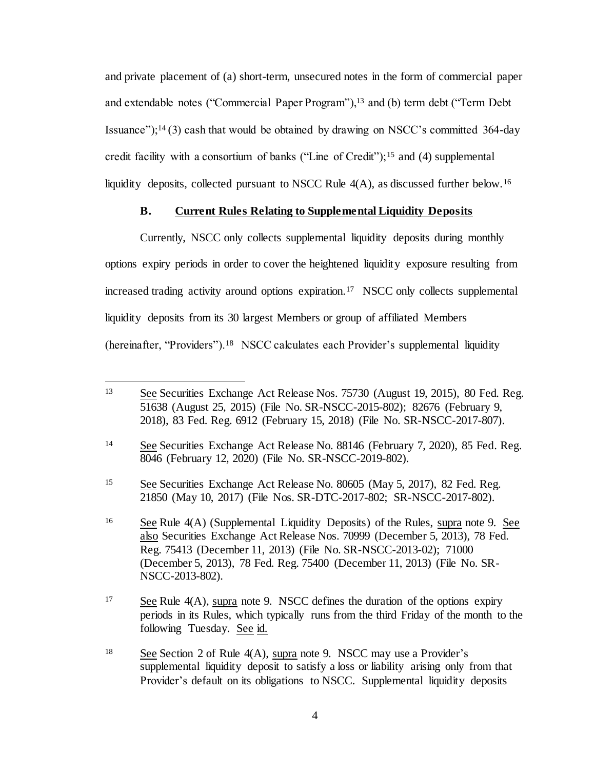and private placement of (a) short-term, unsecured notes in the form of commercial paper and extendable notes ("Commercial Paper Program"),[13] and (b) term debt ("Term Debt Issuance");[14] (3) cash that would be obtained by drawing on NSCC's committed 364-day credit facility with a consortium of banks ("Line of Credit");[15] and (4) supplemental liquidity deposits, collected pursuant to NSCC Rule 4(A), as discussed further below.[16]

### B. Current Rules Relating to Supplemental Liquidity Deposits

Currently, NSCC only collects supplemental liquidity deposits during monthly options expiry periods in order to cover the heightened liquidity exposure resulting from increased trading activity around options expiration.[17] NSCC only collects supplemental liquidity deposits from its 30 largest Members or group of affiliated Members (hereinafter, "Providers").[18] NSCC calculates each Provider's supplemental liquidity

---

[13] See Securities Exchange Act Release Nos. 75730 (August 19, 2015), 80 Fed. Reg. 51638 (August 25, 2015) (File No. SR-NSCC-2015-802); 82676 (February 9, 2018), 83 Fed. Reg. 6912 (February 15, 2018) (File No. SR-NSCC-2017-807).

[14] See Securities Exchange Act Release No. 88146 (February 7, 2020), 85 Fed. Reg. 8046 (February 12, 2020) (File No. SR-NSCC-2019-802).

[15] See Securities Exchange Act Release No. 80605 (May 5, 2017), 82 Fed. Reg. 21850 (May 10, 2017) (File Nos. SR-DTC-2017-802; SR-NSCC-2017-802).

[16] See Rule 4(A) (Supplemental Liquidity Deposits) of the Rules, supra note 9. See also Securities Exchange Act Release Nos. 70999 (December 5, 2013), 78 Fed. Reg. 75413 (December 11, 2013) (File No. SR-NSCC-2013-02); 71000 (December 5, 2013), 78 Fed. Reg. 75400 (December 11, 2013) (File No. SR-NSCC-2013-802).

[17] See Rule 4(A), supra note 9. NSCC defines the duration of the options expiry periods in its Rules, which typically runs from the third Friday of the month to the following Tuesday. See id.

[18] See Section 2 of Rule 4(A), supra note 9. NSCC may use a Provider's supplemental liquidity deposit to satisfy a loss or liability arising only from that Provider's default on its obligations to NSCC. Supplemental liquidity deposits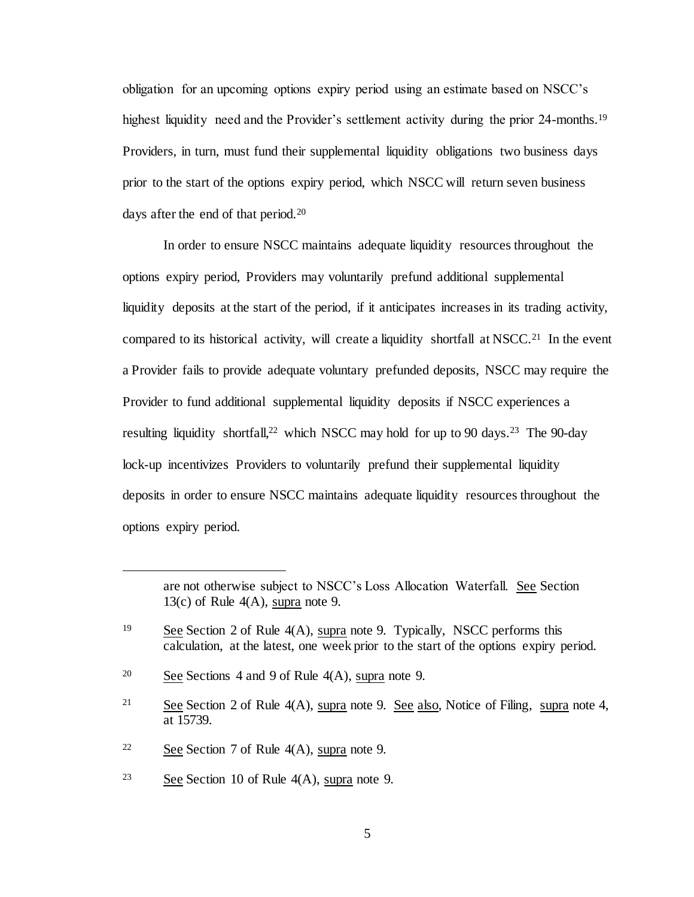obligation for an upcoming options expiry period using an estimate based on NSCC's highest liquidity need and the Provider's settlement activity during the prior 24-months.[19] Providers, in turn, must fund their supplemental liquidity obligations two business days prior to the start of the options expiry period, which NSCC will return seven business days after the end of that period.[20]

In order to ensure NSCC maintains adequate liquidity resources throughout the options expiry period, Providers may voluntarily prefund additional supplemental liquidity deposits at the start of the period, if it anticipates increases in its trading activity, compared to its historical activity, will create a liquidity shortfall at NSCC.[21] In the event a Provider fails to provide adequate voluntary prefunded deposits, NSCC may require the Provider to fund additional supplemental liquidity deposits if NSCC experiences a resulting liquidity shortfall,[22] which NSCC may hold for up to 90 days.[23] The 90-day lock-up incentivizes Providers to voluntarily prefund their supplemental liquidity deposits in order to ensure NSCC maintains adequate liquidity resources throughout the options expiry period.

---

are not otherwise subject to NSCC's Loss Allocation Waterfall. See Section 13(c) of Rule 4(A), supra note 9.

[19] See Section 2 of Rule 4(A), supra note 9. Typically, NSCC performs this calculation, at the latest, one week prior to the start of the options expiry period.

[20] See Sections 4 and 9 of Rule 4(A), supra note 9.

[21] See Section 2 of Rule 4(A), supra note 9. See also, Notice of Filing, supra note 4, at 15739.

[22] See Section 7 of Rule 4(A), supra note 9.

[23] See Section 10 of Rule 4(A), supra note 9.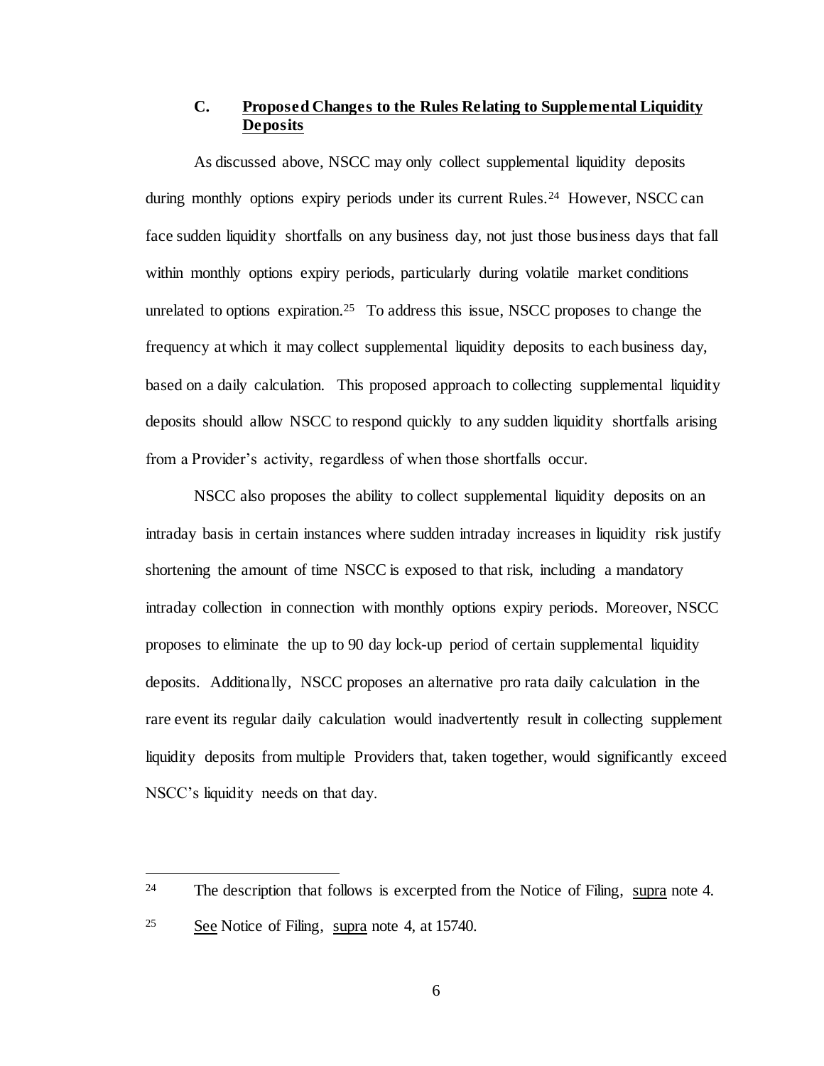### C. **Proposed Changes to the Rules Relating to Supplemental Liquidity Deposits**

As discussed above, NSCC may only collect supplemental liquidity deposits during monthly options expiry periods under its current Rules.[24] However, NSCC can face sudden liquidity shortfalls on any business day, not just those business days that fall within monthly options expiry periods, particularly during volatile market conditions unrelated to options expiration.[25] To address this issue, NSCC proposes to change the frequency at which it may collect supplemental liquidity deposits to each business day, based on a daily calculation. This proposed approach to collecting supplemental liquidity deposits should allow NSCC to respond quickly to any sudden liquidity shortfalls arising from a Provider's activity, regardless of when those shortfalls occur.

NSCC also proposes the ability to collect supplemental liquidity deposits on an intraday basis in certain instances where sudden intraday increases in liquidity risk justify shortening the amount of time NSCC is exposed to that risk, including a mandatory intraday collection in connection with monthly options expiry periods. Moreover, NSCC proposes to eliminate the up to 90 day lock-up period of certain supplemental liquidity deposits. Additionally, NSCC proposes an alternative pro rata daily calculation in the rare event its regular daily calculation would inadvertently result in collecting supplement liquidity deposits from multiple Providers that, taken together, would significantly exceed NSCC's liquidity needs on that day.

---

[24] The description that follows is excerpted from the Notice of Filing, supra note 4.

[25] See Notice of Filing, supra note 4, at 15740.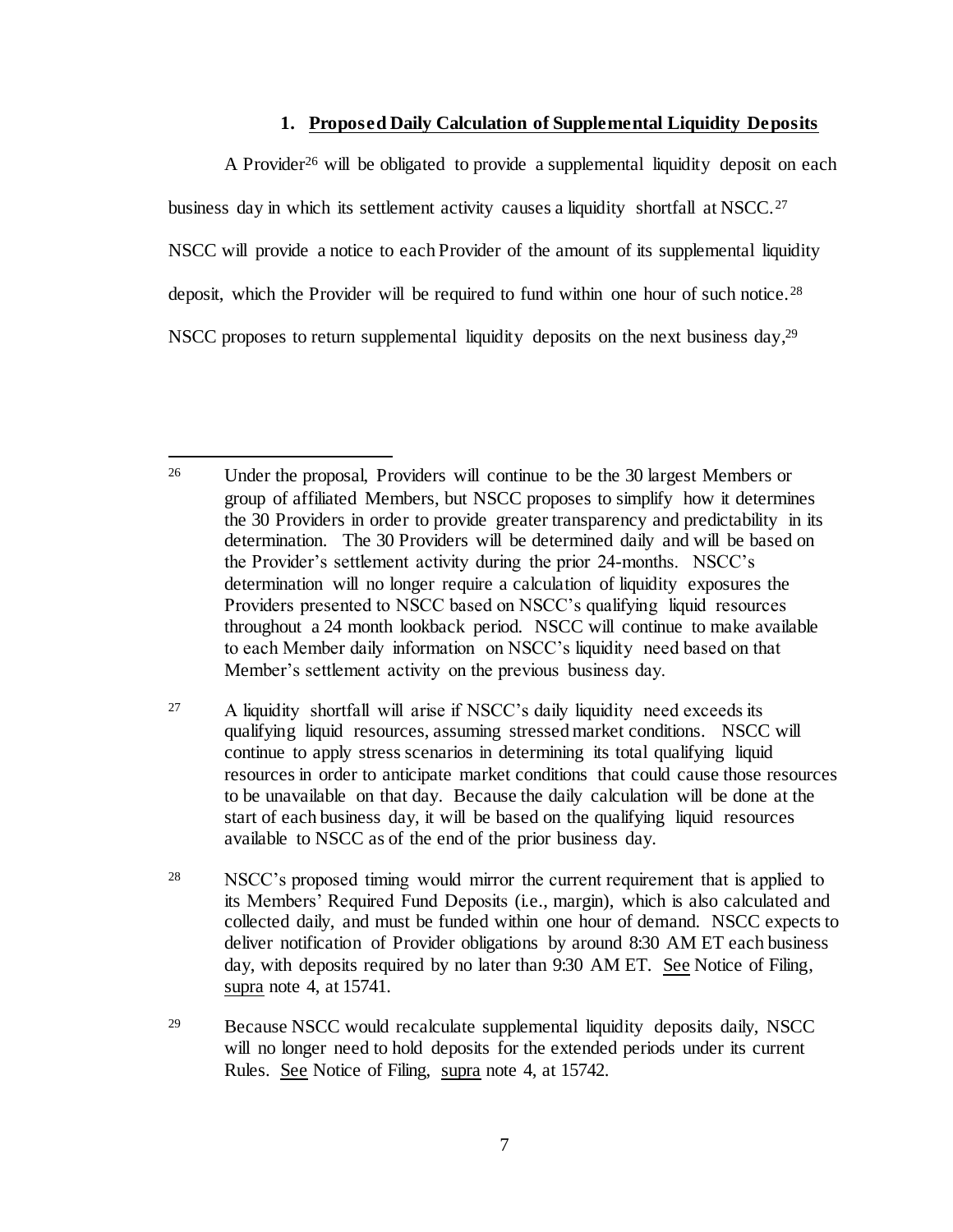### 1. **Proposed Daily Calculation of Supplemental Liquidity Deposits**

A Provider[26] will be obligated to provide a supplemental liquidity deposit on each business day in which its settlement activity causes a liquidity shortfall at NSCC.[27] NSCC will provide a notice to each Provider of the amount of its supplemental liquidity deposit, which the Provider will be required to fund within one hour of such notice.[28] NSCC proposes to return supplemental liquidity deposits on the next business day,[29]

---

[26] Under the proposal, Providers will continue to be the 30 largest Members or group of affiliated Members, but NSCC proposes to simplify how it determines the 30 Providers in order to provide greater transparency and predictability in its determination. The 30 Providers will be determined daily and will be based on the Provider's settlement activity during the prior 24-months. NSCC's determination will no longer require a calculation of liquidity exposures the Providers presented to NSCC based on NSCC's qualifying liquid resources throughout a 24 month lookback period. NSCC will continue to make available to each Member daily information on NSCC's liquidity need based on that Member's settlement activity on the previous business day.

[27] A liquidity shortfall will arise if NSCC's daily liquidity need exceeds its qualifying liquid resources, assuming stressed market conditions. NSCC will continue to apply stress scenarios in determining its total qualifying liquid resources in order to anticipate market conditions that could cause those resources to be unavailable on that day. Because the daily calculation will be done at the start of each business day, it will be based on the qualifying liquid resources available to NSCC as of the end of the prior business day.

[28] NSCC's proposed timing would mirror the current requirement that is applied to its Members' Required Fund Deposits (i.e., margin), which is also calculated and collected daily, and must be funded within one hour of demand. NSCC expects to deliver notification of Provider obligations by around 8:30 AM ET each business day, with deposits required by no later than 9:30 AM ET. See Notice of Filing, supra note 4, at 15741.

[29] Because NSCC would recalculate supplemental liquidity deposits daily, NSCC will no longer need to hold deposits for the extended periods under its current Rules. See Notice of Filing, supra note 4, at 15742.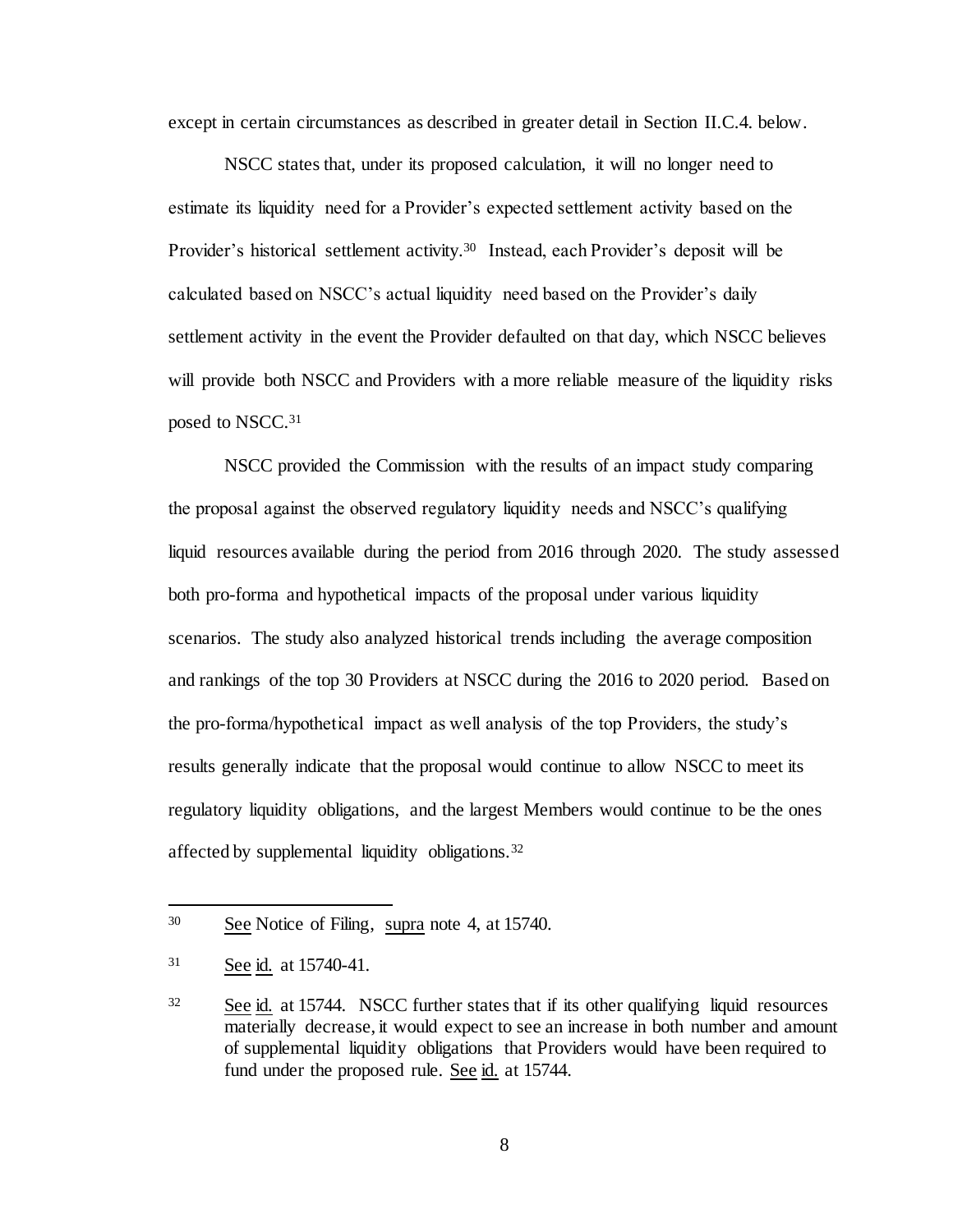except in certain circumstances as described in greater detail in Section II.C.4. below.

NSCC states that, under its proposed calculation, it will no longer need to estimate its liquidity need for a Provider's expected settlement activity based on the Provider's historical settlement activity.[30] Instead, each Provider's deposit will be calculated based on NSCC's actual liquidity need based on the Provider's daily settlement activity in the event the Provider defaulted on that day, which NSCC believes will provide both NSCC and Providers with a more reliable measure of the liquidity risks posed to NSCC.[31]

NSCC provided the Commission with the results of an impact study comparing the proposal against the observed regulatory liquidity needs and NSCC's qualifying liquid resources available during the period from 2016 through 2020. The study assessed both pro-forma and hypothetical impacts of the proposal under various liquidity scenarios. The study also analyzed historical trends including the average composition and rankings of the top 30 Providers at NSCC during the 2016 to 2020 period. Based on the pro-forma/hypothetical impact as well analysis of the top Providers, the study's results generally indicate that the proposal would continue to allow NSCC to meet its regulatory liquidity obligations, and the largest Members would continue to be the ones affected by supplemental liquidity obligations.[32]

---

[30] See Notice of Filing, supra note 4, at 15740.

[31] See id. at 15740-41.

[32] See id. at 15744. NSCC further states that if its other qualifying liquid resources materially decrease, it would expect to see an increase in both number and amount of supplemental liquidity obligations that Providers would have been required to fund under the proposed rule. See id. at 15744.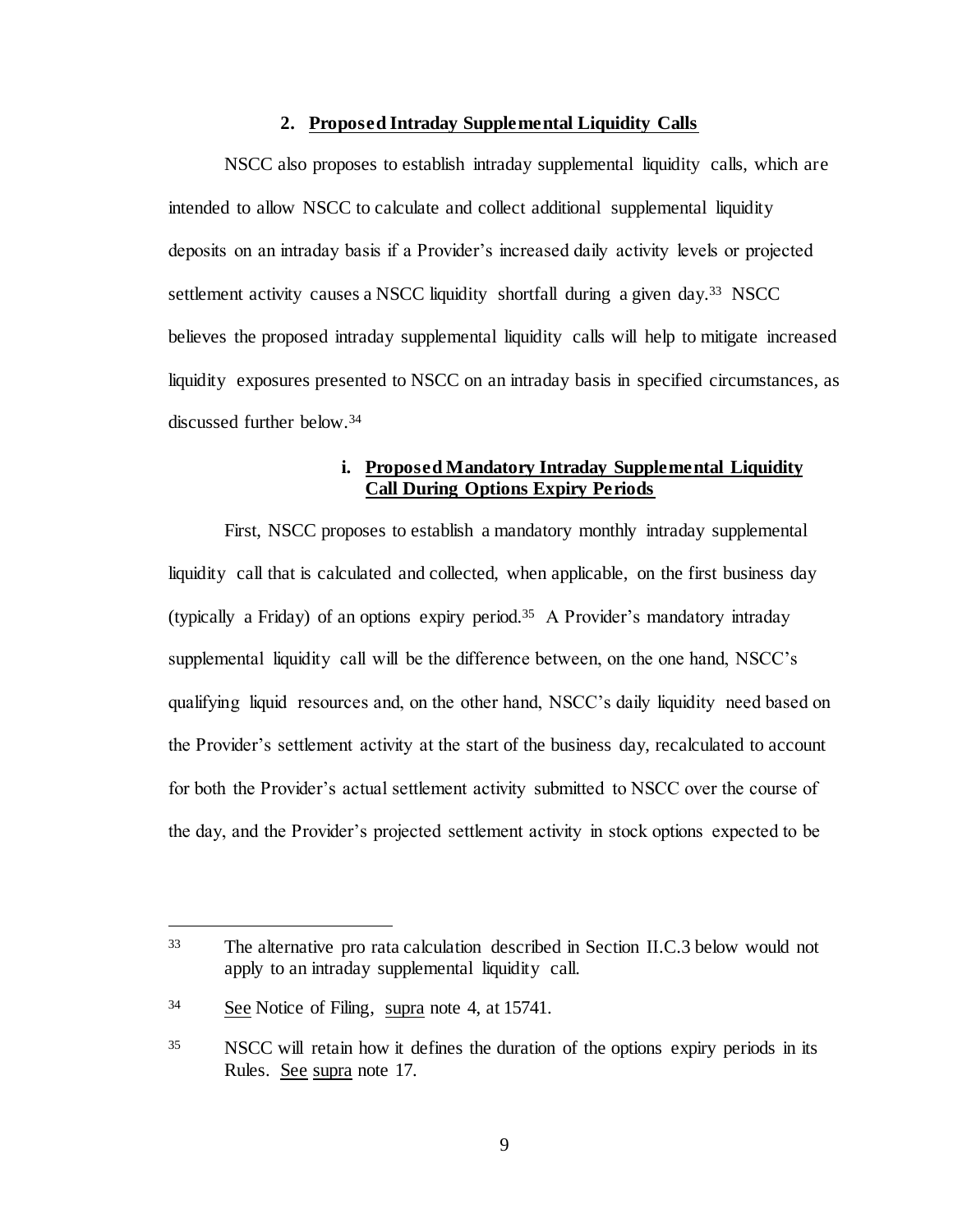### 2. **Proposed Intraday Supplemental Liquidity Calls**

NSCC also proposes to establish intraday supplemental liquidity calls, which are intended to allow NSCC to calculate and collect additional supplemental liquidity deposits on an intraday basis if a Provider's increased daily activity levels or projected settlement activity causes a NSCC liquidity shortfall during a given day.[33] NSCC believes the proposed intraday supplemental liquidity calls will help to mitigate increased liquidity exposures presented to NSCC on an intraday basis in specified circumstances, as discussed further below.[34]

#### i. **Proposed Mandatory Intraday Supplemental Liquidity Call During Options Expiry Periods**

First, NSCC proposes to establish a mandatory monthly intraday supplemental liquidity call that is calculated and collected, when applicable, on the first business day (typically a Friday) of an options expiry period.[35] A Provider's mandatory intraday supplemental liquidity call will be the difference between, on the one hand, NSCC's qualifying liquid resources and, on the other hand, NSCC's daily liquidity need based on the Provider's settlement activity at the start of the business day, recalculated to account for both the Provider's actual settlement activity submitted to NSCC over the course of the day, and the Provider's projected settlement activity in stock options expected to be

---

[33] The alternative pro rata calculation described in Section II.C.3 below would not apply to an intraday supplemental liquidity call.

[34] See Notice of Filing, supra note 4, at 15741.

[35] NSCC will retain how it defines the duration of the options expiry periods in its Rules. See supra note 17.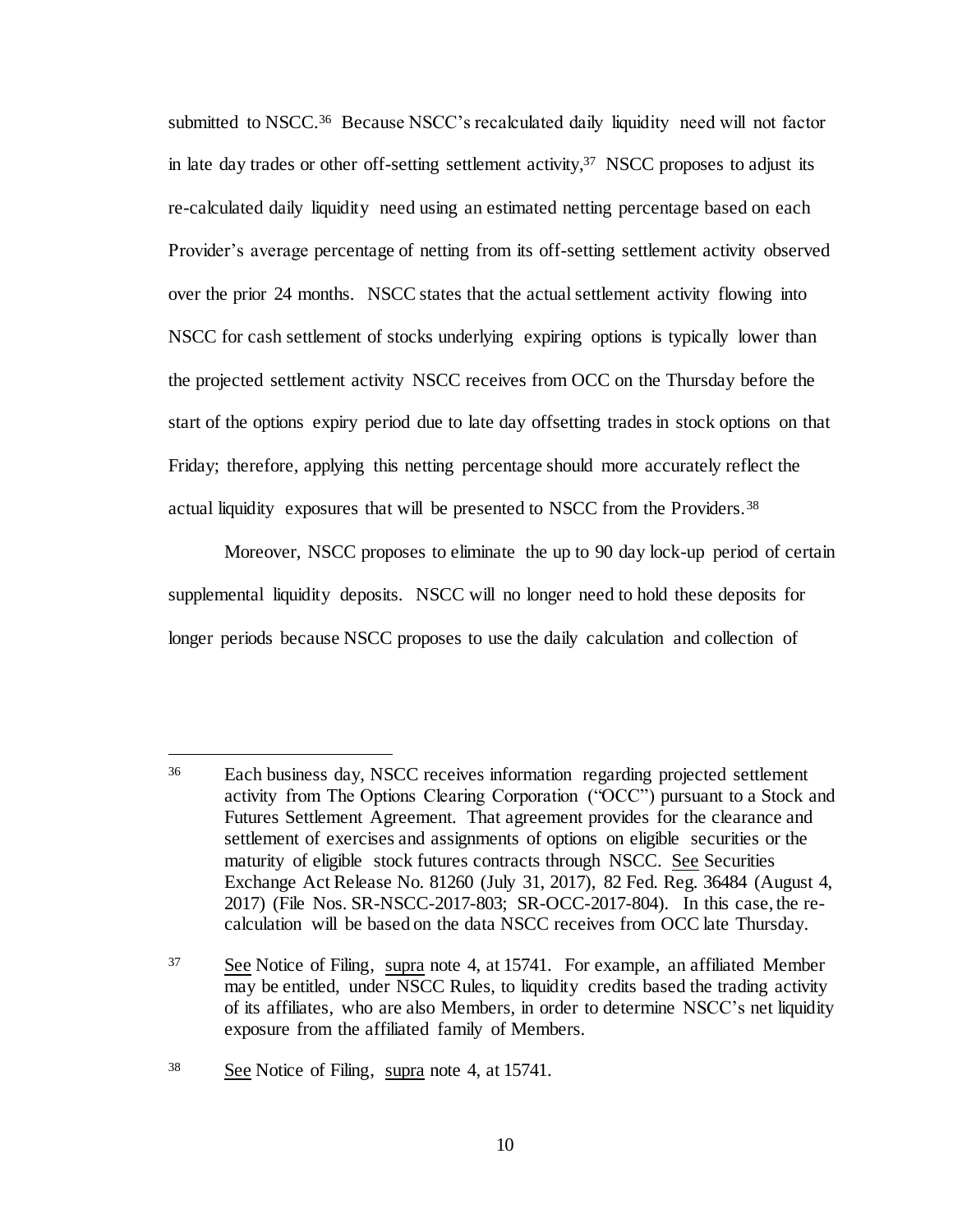submitted to NSCC.[36] Because NSCC's recalculated daily liquidity need will not factor in late day trades or other off-setting settlement activity,[37] NSCC proposes to adjust its re-calculated daily liquidity need using an estimated netting percentage based on each Provider's average percentage of netting from its off-setting settlement activity observed over the prior 24 months. NSCC states that the actual settlement activity flowing into NSCC for cash settlement of stocks underlying expiring options is typically lower than the projected settlement activity NSCC receives from OCC on the Thursday before the start of the options expiry period due to late day offsetting trades in stock options on that Friday; therefore, applying this netting percentage should more accurately reflect the actual liquidity exposures that will be presented to NSCC from the Providers.[38]

Moreover, NSCC proposes to eliminate the up to 90 day lock-up period of certain supplemental liquidity deposits. NSCC will no longer need to hold these deposits for longer periods because NSCC proposes to use the daily calculation and collection of

---

[36] Each business day, NSCC receives information regarding projected settlement activity from The Options Clearing Corporation ("OCC") pursuant to a Stock and Futures Settlement Agreement. That agreement provides for the clearance and settlement of exercises and assignments of options on eligible securities or the maturity of eligible stock futures contracts through NSCC. See Securities Exchange Act Release No. 81260 (July 31, 2017), 82 Fed. Reg. 36484 (August 4, 2017) (File Nos. SR-NSCC-2017-803; SR-OCC-2017-804). In this case, the re-calculation will be based on the data NSCC receives from OCC late Thursday.

[37] See Notice of Filing, supra note 4, at 15741. For example, an affiliated Member may be entitled, under NSCC Rules, to liquidity credits based the trading activity of its affiliates, who are also Members, in order to determine NSCC's net liquidity exposure from the affiliated family of Members.

[38] See Notice of Filing, supra note 4, at 15741.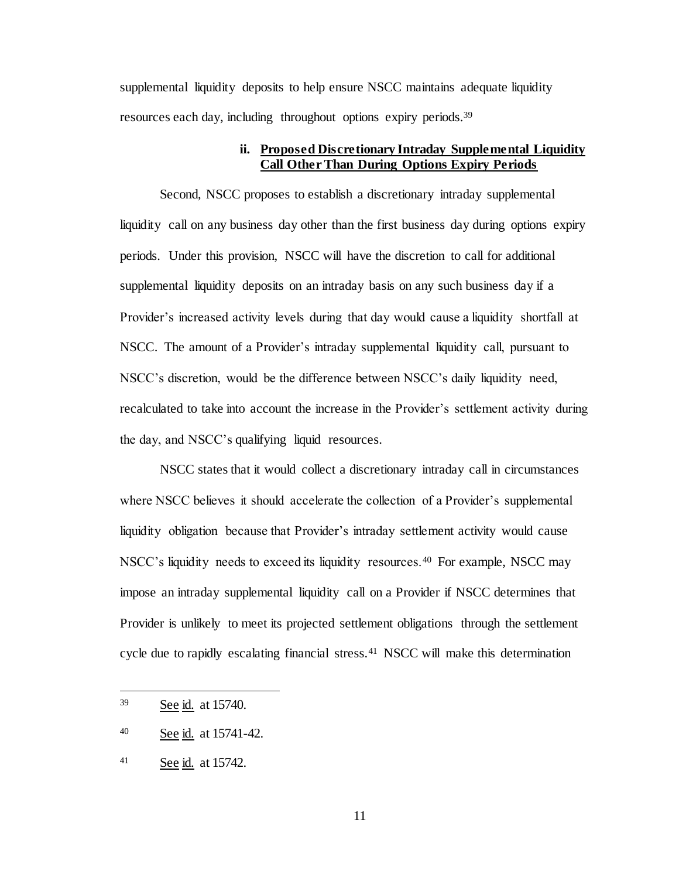supplemental liquidity deposits to help ensure NSCC maintains adequate liquidity resources each day, including throughout options expiry periods.[39]

#### ii. Proposed Discretionary Intraday Supplemental Liquidity Call Other Than During Options Expiry Periods

Second, NSCC proposes to establish a discretionary intraday supplemental liquidity call on any business day other than the first business day during options expiry periods. Under this provision, NSCC will have the discretion to call for additional supplemental liquidity deposits on an intraday basis on any such business day if a Provider's increased activity levels during that day would cause a liquidity shortfall at NSCC. The amount of a Provider's intraday supplemental liquidity call, pursuant to NSCC's discretion, would be the difference between NSCC's daily liquidity need, recalculated to take into account the increase in the Provider's settlement activity during the day, and NSCC's qualifying liquid resources.

NSCC states that it would collect a discretionary intraday call in circumstances where NSCC believes it should accelerate the collection of a Provider's supplemental liquidity obligation because that Provider's intraday settlement activity would cause NSCC's liquidity needs to exceed its liquidity resources.[40] For example, NSCC may impose an intraday supplemental liquidity call on a Provider if NSCC determines that Provider is unlikely to meet its projected settlement obligations through the settlement cycle due to rapidly escalating financial stress.[41] NSCC will make this determination

---

[39] See id. at 15740.

[40] See id. at 15741-42.

[41] See id. at 15742.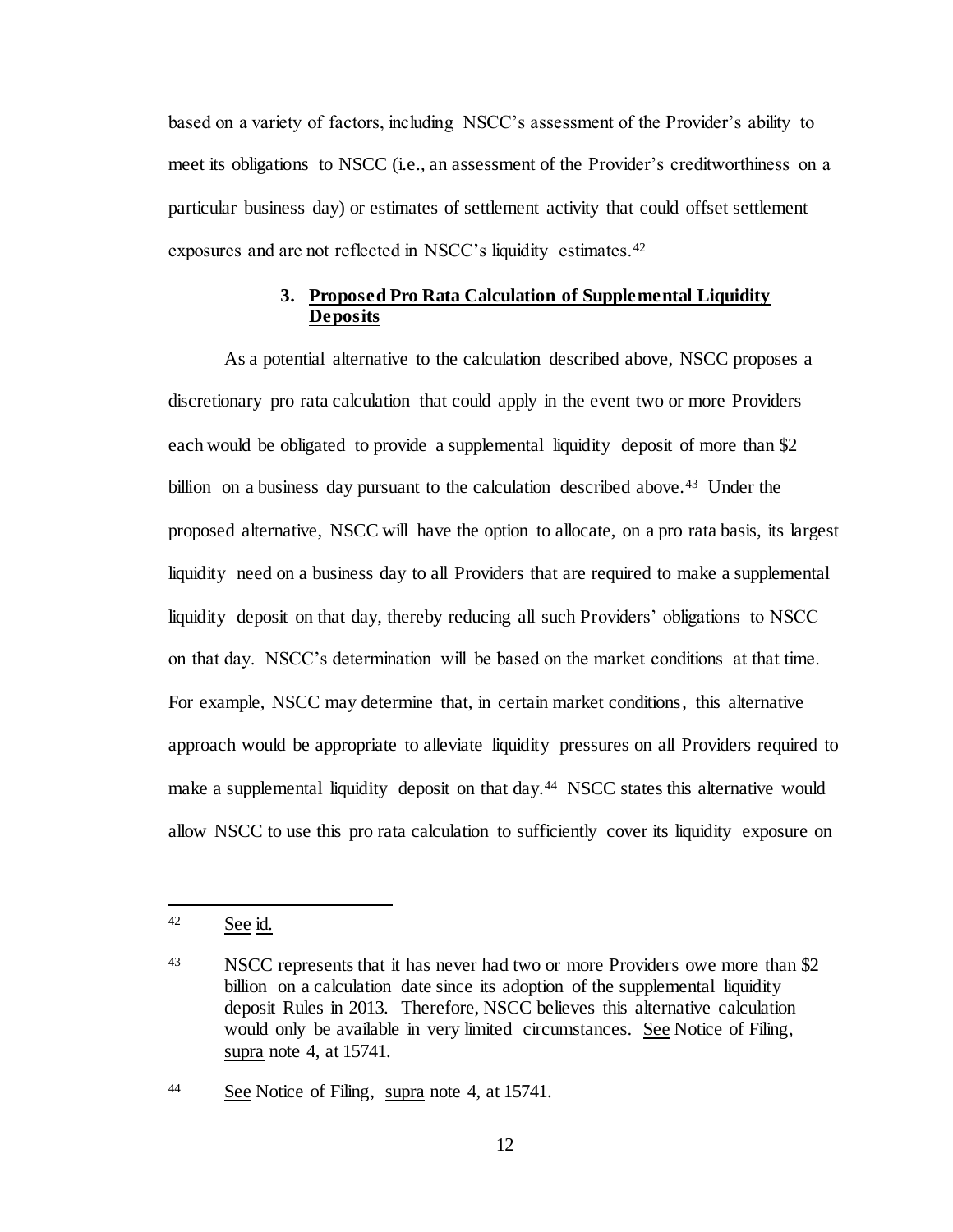based on a variety of factors, including NSCC's assessment of the Provider's ability to meet its obligations to NSCC (i.e., an assessment of the Provider's creditworthiness on a particular business day) or estimates of settlement activity that could offset settlement exposures and are not reflected in NSCC's liquidity estimates.[42]

### 3. Proposed Pro Rata Calculation of Supplemental Liquidity Deposits

As a potential alternative to the calculation described above, NSCC proposes a discretionary pro rata calculation that could apply in the event two or more Providers each would be obligated to provide a supplemental liquidity deposit of more than $2 billion on a business day pursuant to the calculation described above.[43] Under the proposed alternative, NSCC will have the option to allocate, on a pro rata basis, its largest liquidity need on a business day to all Providers that are required to make a supplemental liquidity deposit on that day, thereby reducing all such Providers' obligations to NSCC on that day. NSCC's determination will be based on the market conditions at that time. For example, NSCC may determine that, in certain market conditions, this alternative approach would be appropriate to alleviate liquidity pressures on all Providers required to make a supplemental liquidity deposit on that day.[44] NSCC states this alternative would allow NSCC to use this pro rata calculation to sufficiently cover its liquidity exposure on

---

[42] See id.

[43] NSCC represents that it has never had two or more Providers owe more than $2 billion on a calculation date since its adoption of the supplemental liquidity deposit Rules in 2013. Therefore, NSCC believes this alternative calculation would only be available in very limited circumstances. See Notice of Filing, supra note 4, at 15741.

[44] See Notice of Filing, supra note 4, at 15741.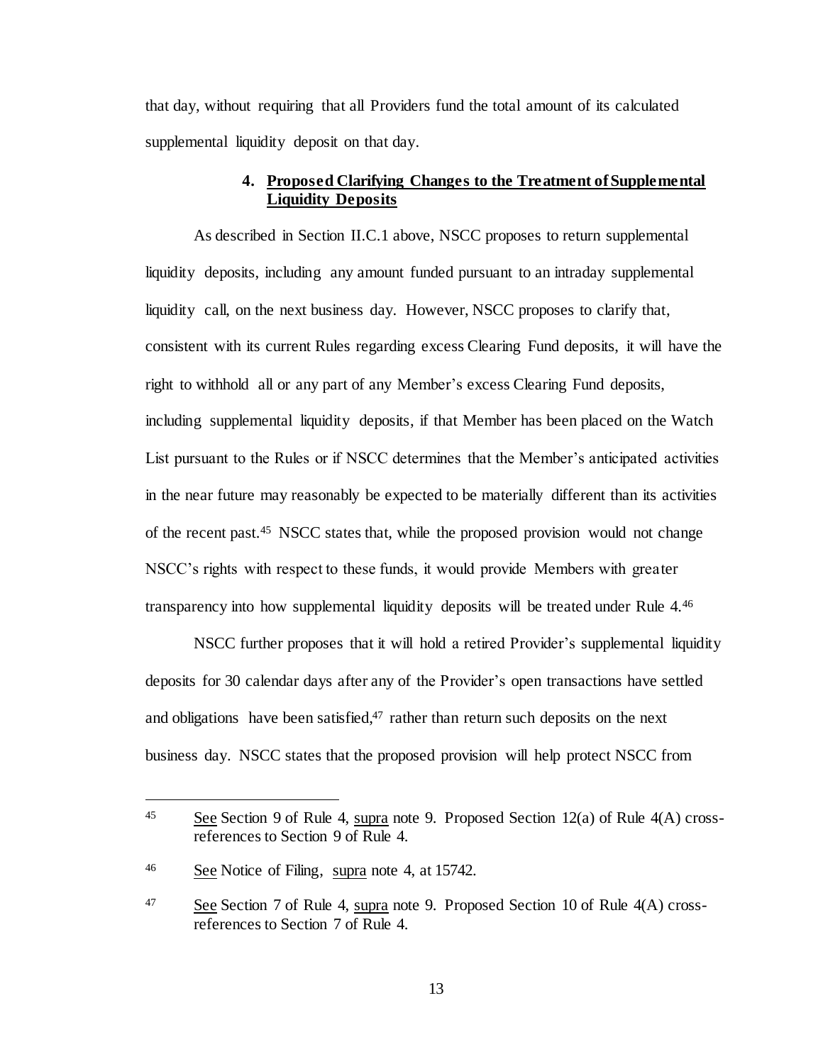that day, without requiring that all Providers fund the total amount of its calculated supplemental liquidity deposit on that day.

#### 4. Proposed Clarifying Changes to the Treatment of Supplemental Liquidity Deposits

As described in Section II.C.1 above, NSCC proposes to return supplemental liquidity deposits, including any amount funded pursuant to an intraday supplemental liquidity call, on the next business day. However, NSCC proposes to clarify that, consistent with its current Rules regarding excess Clearing Fund deposits, it will have the right to withhold all or any part of any Member's excess Clearing Fund deposits, including supplemental liquidity deposits, if that Member has been placed on the Watch List pursuant to the Rules or if NSCC determines that the Member's anticipated activities in the near future may reasonably be expected to be materially different than its activities of the recent past.[45] NSCC states that, while the proposed provision would not change NSCC's rights with respect to these funds, it would provide Members with greater transparency into how supplemental liquidity deposits will be treated under Rule 4.[46]

NSCC further proposes that it will hold a retired Provider's supplemental liquidity deposits for 30 calendar days after any of the Provider's open transactions have settled and obligations have been satisfied,[47] rather than return such deposits on the next business day. NSCC states that the proposed provision will help protect NSCC from

---

[45] See Section 9 of Rule 4, supra note 9. Proposed Section 12(a) of Rule 4(A) cross-references to Section 9 of Rule 4.

[46] See Notice of Filing, supra note 4, at 15742.

[47] See Section 7 of Rule 4, supra note 9. Proposed Section 10 of Rule 4(A) cross-references to Section 7 of Rule 4.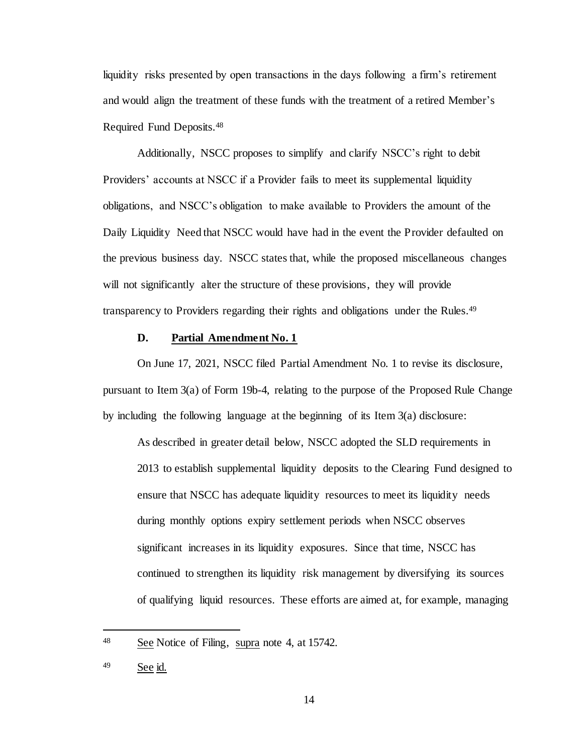liquidity risks presented by open transactions in the days following a firm's retirement and would align the treatment of these funds with the treatment of a retired Member's Required Fund Deposits.[48]

Additionally, NSCC proposes to simplify and clarify NSCC's right to debit Providers' accounts at NSCC if a Provider fails to meet its supplemental liquidity obligations, and NSCC's obligation to make available to Providers the amount of the Daily Liquidity Need that NSCC would have had in the event the Provider defaulted on the previous business day. NSCC states that, while the proposed miscellaneous changes will not significantly alter the structure of these provisions, they will provide transparency to Providers regarding their rights and obligations under the Rules.[49]

### D. Partial Amendment No. 1

On June 17, 2021, NSCC filed Partial Amendment No. 1 to revise its disclosure, pursuant to Item 3(a) of Form 19b-4, relating to the purpose of the Proposed Rule Change by including the following language at the beginning of its Item 3(a) disclosure:

> As described in greater detail below, NSCC adopted the SLD requirements in 2013 to establish supplemental liquidity deposits to the Clearing Fund designed to ensure that NSCC has adequate liquidity resources to meet its liquidity needs during monthly options expiry settlement periods when NSCC observes significant increases in its liquidity exposures. Since that time, NSCC has continued to strengthen its liquidity risk management by diversifying its sources of qualifying liquid resources. These efforts are aimed at, for example, managing

---

[48] See Notice of Filing, supra note 4, at 15742.

[49] See id.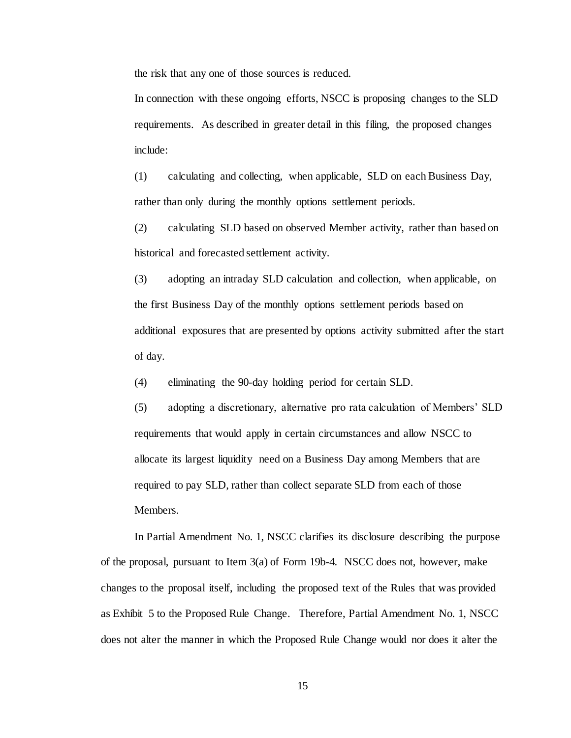the risk that any one of those sources is reduced.

In connection with these ongoing efforts, NSCC is proposing changes to the SLD requirements. As described in greater detail in this filing, the proposed changes include:

(1) calculating and collecting, when applicable, SLD on each Business Day, rather than only during the monthly options settlement periods.

(2) calculating SLD based on observed Member activity, rather than based on historical and forecasted settlement activity.

(3) adopting an intraday SLD calculation and collection, when applicable, on the first Business Day of the monthly options settlement periods based on additional exposures that are presented by options activity submitted after the start of day.

(4) eliminating the 90-day holding period for certain SLD.

(5) adopting a discretionary, alternative pro rata calculation of Members' SLD requirements that would apply in certain circumstances and allow NSCC to allocate its largest liquidity need on a Business Day among Members that are required to pay SLD, rather than collect separate SLD from each of those Members.

In Partial Amendment No. 1, NSCC clarifies its disclosure describing the purpose of the proposal, pursuant to Item 3(a) of Form 19b-4. NSCC does not, however, make changes to the proposal itself, including the proposed text of the Rules that was provided as Exhibit 5 to the Proposed Rule Change. Therefore, Partial Amendment No. 1, NSCC does not alter the manner in which the Proposed Rule Change would nor does it alter the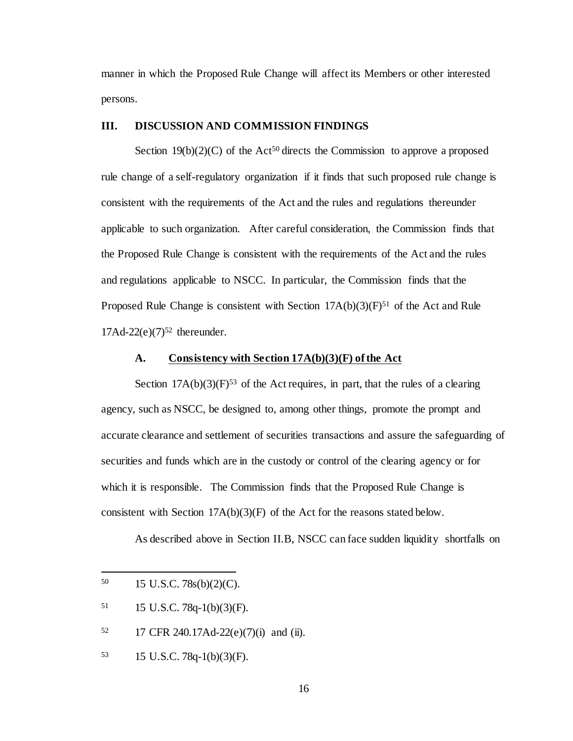manner in which the Proposed Rule Change will affect its Members or other interested persons.

## III. DISCUSSION AND COMMISSION FINDINGS

Section 19(b)(2)(C) of the Act[50] directs the Commission to approve a proposed rule change of a self-regulatory organization if it finds that such proposed rule change is consistent with the requirements of the Act and the rules and regulations thereunder applicable to such organization. After careful consideration, the Commission finds that the Proposed Rule Change is consistent with the requirements of the Act and the rules and regulations applicable to NSCC. In particular, the Commission finds that the Proposed Rule Change is consistent with Section 17A(b)(3)(F)[51] of the Act and Rule 17Ad-22(e)(7)[52] thereunder.

### A. Consistency with Section 17A(b)(3)(F) of the Act

Section 17A(b)(3)(F)[53] of the Act requires, in part, that the rules of a clearing agency, such as NSCC, be designed to, among other things, promote the prompt and accurate clearance and settlement of securities transactions and assure the safeguarding of securities and funds which are in the custody or control of the clearing agency or for which it is responsible. The Commission finds that the Proposed Rule Change is consistent with Section 17A(b)(3)(F) of the Act for the reasons stated below.

As described above in Section II.B, NSCC can face sudden liquidity shortfalls on

---

50 15 U.S.C. 78s(b)(2)(C).

51 15 U.S.C. 78q-1(b)(3)(F).

52 17 CFR 240.17Ad-22(e)(7)(i) and (ii).

53 15 U.S.C. 78q-1(b)(3)(F).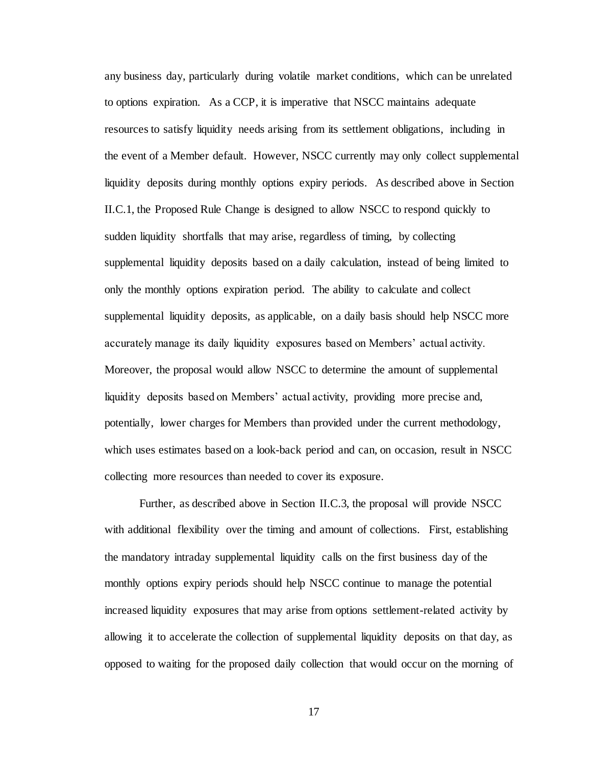any business day, particularly during volatile market conditions, which can be unrelated to options expiration. As a CCP, it is imperative that NSCC maintains adequate resources to satisfy liquidity needs arising from its settlement obligations, including in the event of a Member default. However, NSCC currently may only collect supplemental liquidity deposits during monthly options expiry periods. As described above in Section II.C.1, the Proposed Rule Change is designed to allow NSCC to respond quickly to sudden liquidity shortfalls that may arise, regardless of timing, by collecting supplemental liquidity deposits based on a daily calculation, instead of being limited to only the monthly options expiration period. The ability to calculate and collect supplemental liquidity deposits, as applicable, on a daily basis should help NSCC more accurately manage its daily liquidity exposures based on Members' actual activity. Moreover, the proposal would allow NSCC to determine the amount of supplemental liquidity deposits based on Members' actual activity, providing more precise and, potentially, lower charges for Members than provided under the current methodology, which uses estimates based on a look-back period and can, on occasion, result in NSCC collecting more resources than needed to cover its exposure.

Further, as described above in Section II.C.3, the proposal will provide NSCC with additional flexibility over the timing and amount of collections. First, establishing the mandatory intraday supplemental liquidity calls on the first business day of the monthly options expiry periods should help NSCC continue to manage the potential increased liquidity exposures that may arise from options settlement-related activity by allowing it to accelerate the collection of supplemental liquidity deposits on that day, as opposed to waiting for the proposed daily collection that would occur on the morning of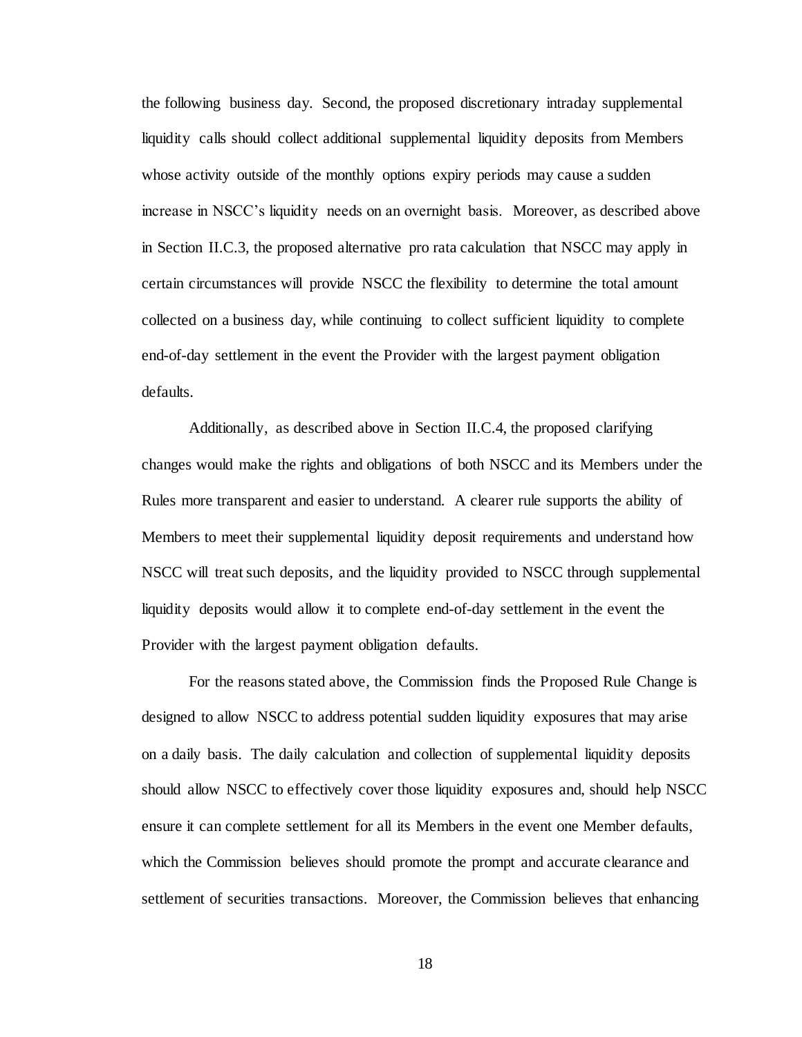the following business day. Second, the proposed discretionary intraday supplemental liquidity calls should collect additional supplemental liquidity deposits from Members whose activity outside of the monthly options expiry periods may cause a sudden increase in NSCC's liquidity needs on an overnight basis. Moreover, as described above in Section II.C.3, the proposed alternative pro rata calculation that NSCC may apply in certain circumstances will provide NSCC the flexibility to determine the total amount collected on a business day, while continuing to collect sufficient liquidity to complete end-of-day settlement in the event the Provider with the largest payment obligation defaults.

Additionally, as described above in Section II.C.4, the proposed clarifying changes would make the rights and obligations of both NSCC and its Members under the Rules more transparent and easier to understand. A clearer rule supports the ability of Members to meet their supplemental liquidity deposit requirements and understand how NSCC will treat such deposits, and the liquidity provided to NSCC through supplemental liquidity deposits would allow it to complete end-of-day settlement in the event the Provider with the largest payment obligation defaults.

For the reasons stated above, the Commission finds the Proposed Rule Change is designed to allow NSCC to address potential sudden liquidity exposures that may arise on a daily basis. The daily calculation and collection of supplemental liquidity deposits should allow NSCC to effectively cover those liquidity exposures and, should help NSCC ensure it can complete settlement for all its Members in the event one Member defaults, which the Commission believes should promote the prompt and accurate clearance and settlement of securities transactions. Moreover, the Commission believes that enhancing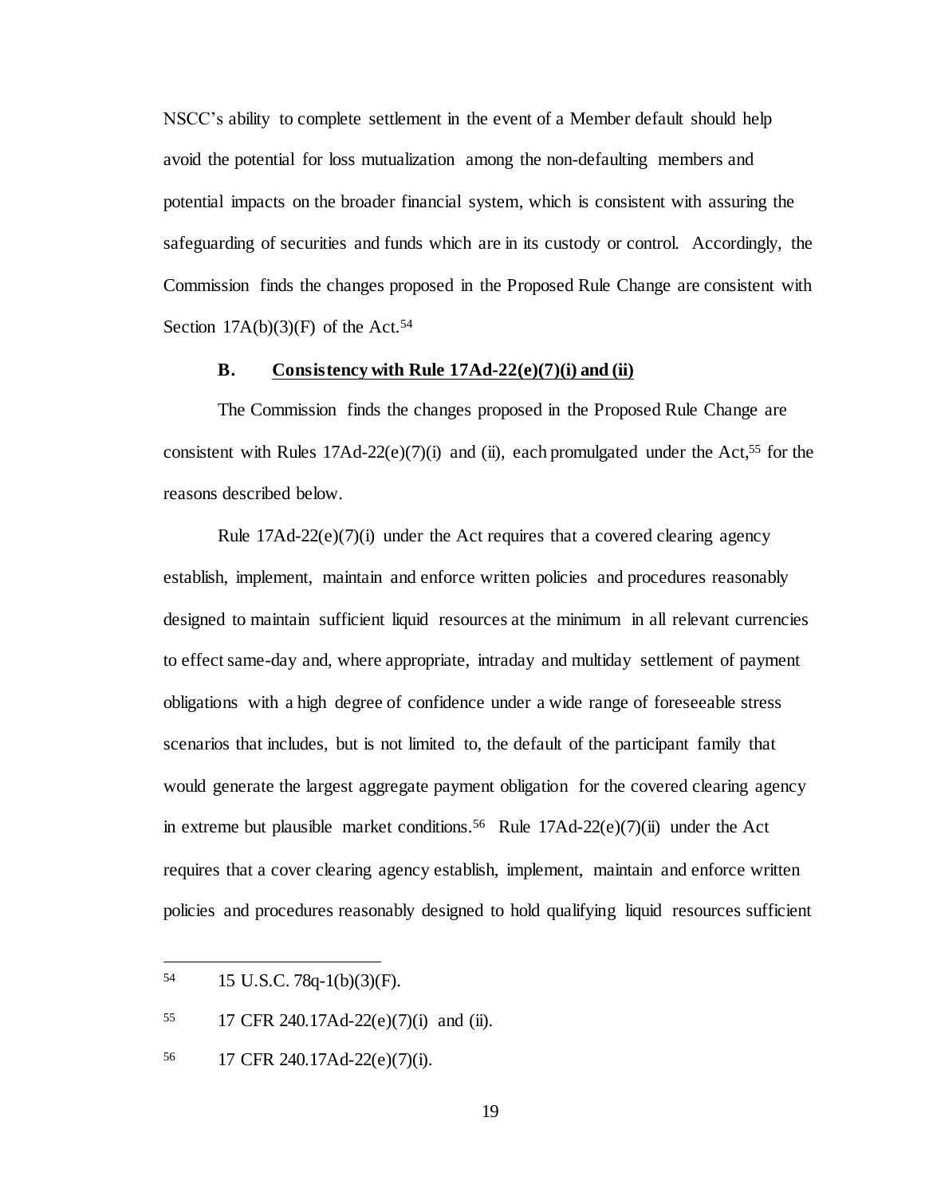NSCC's ability to complete settlement in the event of a Member default should help avoid the potential for loss mutualization among the non-defaulting members and potential impacts on the broader financial system, which is consistent with assuring the safeguarding of securities and funds which are in its custody or control. Accordingly, the Commission finds the changes proposed in the Proposed Rule Change are consistent with Section 17A(b)(3)(F) of the Act.[54]

### B. Consistency with Rule 17Ad-22(e)(7)(i) and (ii)

The Commission finds the changes proposed in the Proposed Rule Change are consistent with Rules 17Ad-22(e)(7)(i) and (ii), each promulgated under the Act,[55] for the reasons described below.

Rule 17Ad-22(e)(7)(i) under the Act requires that a covered clearing agency establish, implement, maintain and enforce written policies and procedures reasonably designed to maintain sufficient liquid resources at the minimum in all relevant currencies to effect same-day and, where appropriate, intraday and multiday settlement of payment obligations with a high degree of confidence under a wide range of foreseeable stress scenarios that includes, but is not limited to, the default of the participant family that would generate the largest aggregate payment obligation for the covered clearing agency in extreme but plausible market conditions.[56] Rule 17Ad-22(e)(7)(ii) under the Act requires that a cover clearing agency establish, implement, maintain and enforce written policies and procedures reasonably designed to hold qualifying liquid resources sufficient

---

[54] 15 U.S.C. 78q-1(b)(3)(F).

[55] 17 CFR 240.17Ad-22(e)(7)(i) and (ii).

[56] 17 CFR 240.17Ad-22(e)(7)(i).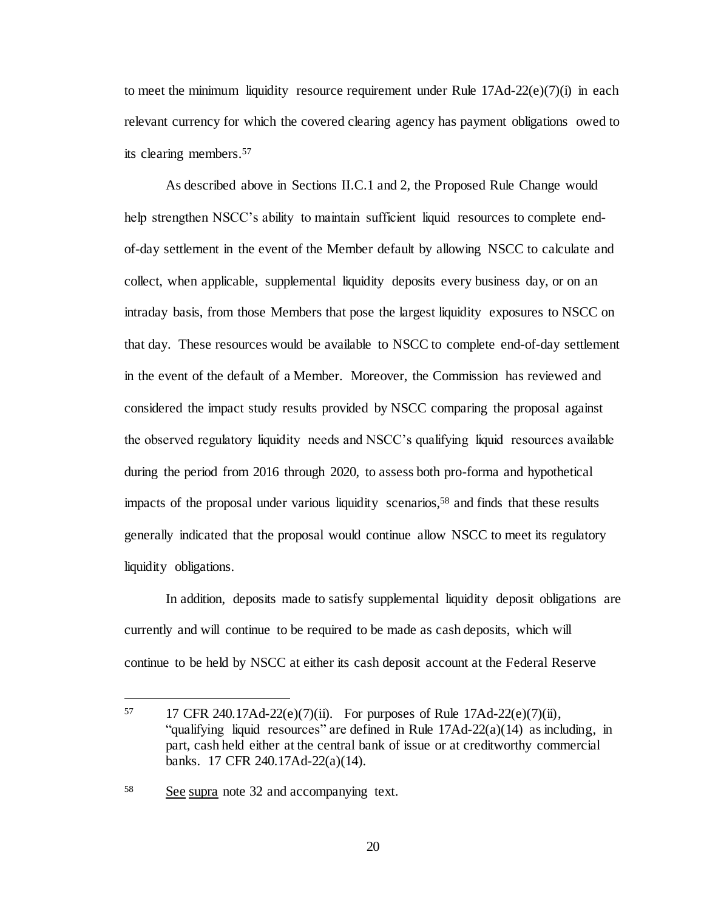to meet the minimum liquidity resource requirement under Rule 17Ad-22(e)(7)(i) in each relevant currency for which the covered clearing agency has payment obligations owed to its clearing members.[57]

As described above in Sections II.C.1 and 2, the Proposed Rule Change would help strengthen NSCC's ability to maintain sufficient liquid resources to complete end-of-day settlement in the event of the Member default by allowing NSCC to calculate and collect, when applicable, supplemental liquidity deposits every business day, or on an intraday basis, from those Members that pose the largest liquidity exposures to NSCC on that day. These resources would be available to NSCC to complete end-of-day settlement in the event of the default of a Member. Moreover, the Commission has reviewed and considered the impact study results provided by NSCC comparing the proposal against the observed regulatory liquidity needs and NSCC's qualifying liquid resources available during the period from 2016 through 2020, to assess both pro-forma and hypothetical impacts of the proposal under various liquidity scenarios,[58] and finds that these results generally indicated that the proposal would continue allow NSCC to meet its regulatory liquidity obligations.

In addition, deposits made to satisfy supplemental liquidity deposit obligations are currently and will continue to be required to be made as cash deposits, which will continue to be held by NSCC at either its cash deposit account at the Federal Reserve

---

[57] 17 CFR 240.17Ad-22(e)(7)(ii). For purposes of Rule 17Ad-22(e)(7)(ii), "qualifying liquid resources" are defined in Rule 17Ad-22(a)(14) as including, in part, cash held either at the central bank of issue or at creditworthy commercial banks. 17 CFR 240.17Ad-22(a)(14).

[58] See supra note 32 and accompanying text.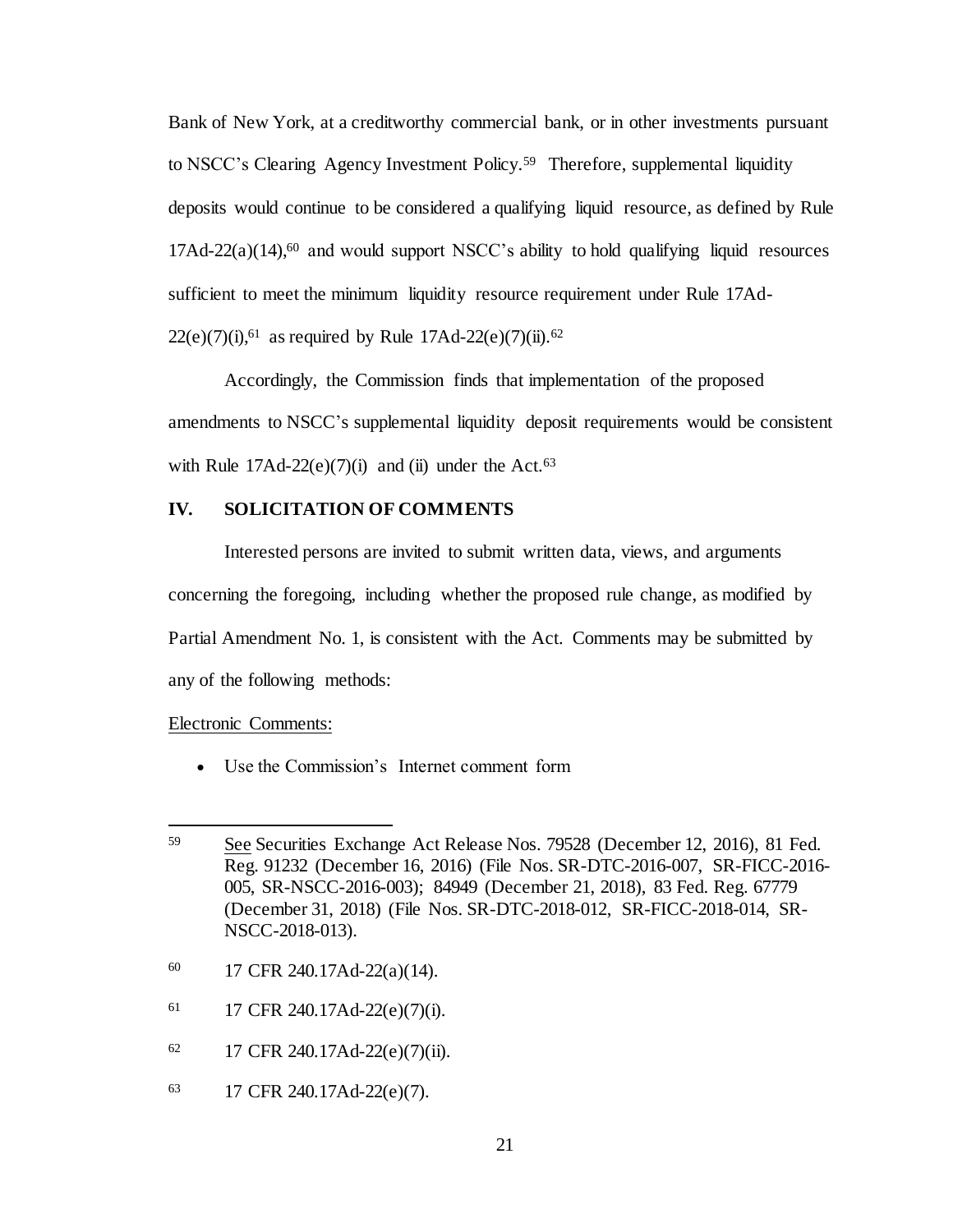Bank of New York, at a creditworthy commercial bank, or in other investments pursuant to NSCC's Clearing Agency Investment Policy.[59] Therefore, supplemental liquidity deposits would continue to be considered a qualifying liquid resource, as defined by Rule 17Ad-22(a)(14),[60] and would support NSCC's ability to hold qualifying liquid resources sufficient to meet the minimum liquidity resource requirement under Rule 17Ad-22(e)(7)(i),[61] as required by Rule 17Ad-22(e)(7)(ii).[62]

Accordingly, the Commission finds that implementation of the proposed amendments to NSCC's supplemental liquidity deposit requirements would be consistent with Rule 17Ad-22(e)(7)(i) and (ii) under the Act.[63]

## IV. SOLICITATION OF COMMENTS

Interested persons are invited to submit written data, views, and arguments concerning the foregoing, including whether the proposed rule change, as modified by Partial Amendment No. 1, is consistent with the Act. Comments may be submitted by any of the following methods:

Electronic Comments:

- Use the Commission's Internet comment form

---

[59] See Securities Exchange Act Release Nos. 79528 (December 12, 2016), 81 Fed. Reg. 91232 (December 16, 2016) (File Nos. SR-DTC-2016-007, SR-FICC-2016-005, SR-NSCC-2016-003); 84949 (December 21, 2018), 83 Fed. Reg. 67779 (December 31, 2018) (File Nos. SR-DTC-2018-012, SR-FICC-2018-014, SR-NSCC-2018-013).

[60] 17 CFR 240.17Ad-22(a)(14).

[61] 17 CFR 240.17Ad-22(e)(7)(i).

[62] 17 CFR 240.17Ad-22(e)(7)(ii).

[63] 17 CFR 240.17Ad-22(e)(7).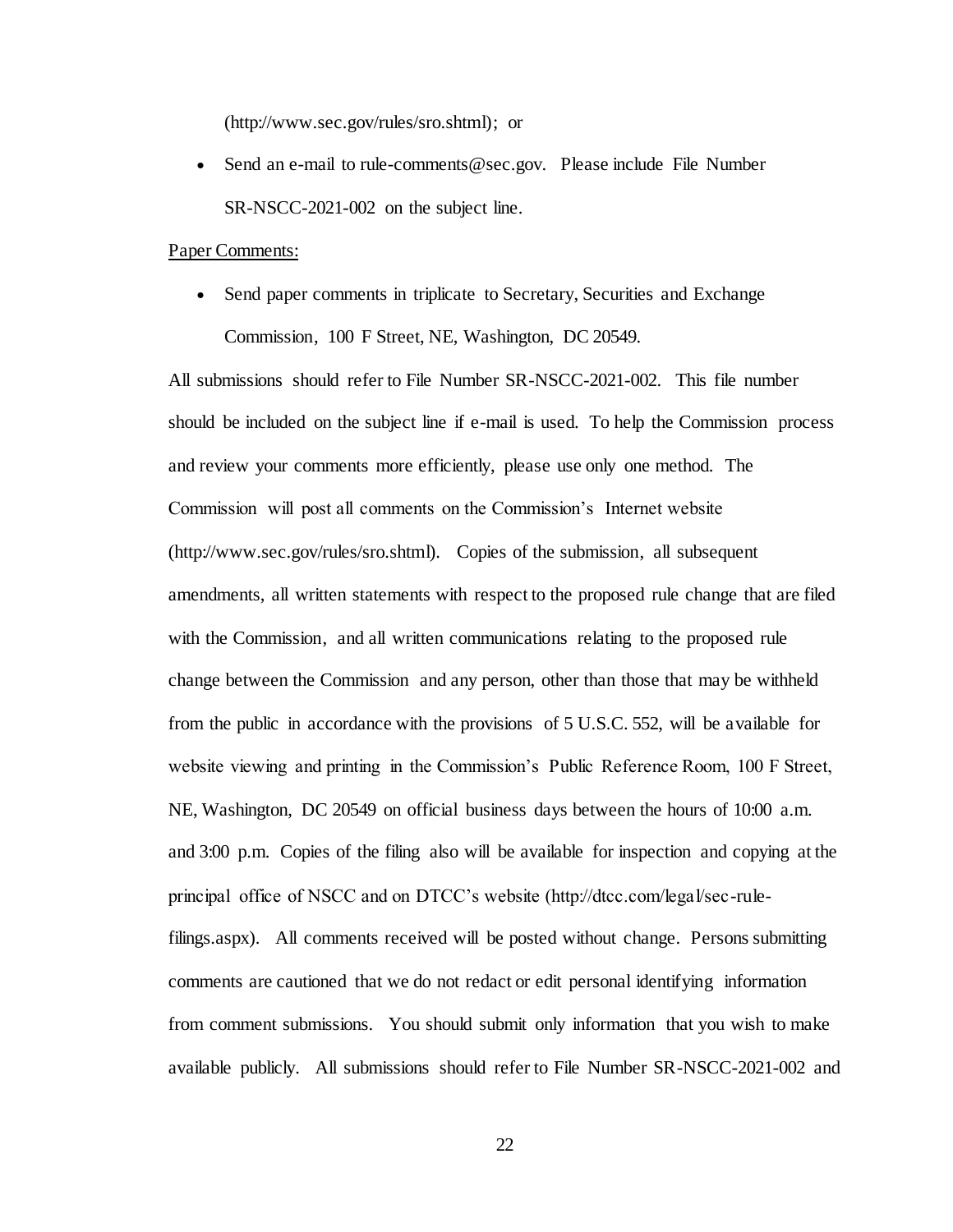(http://www.sec.gov/rules/sro.shtml); or

- Send an e-mail to rule-comments@sec.gov. Please include File Number SR-NSCC-2021-002 on the subject line.

Paper Comments:

- Send paper comments in triplicate to Secretary, Securities and Exchange Commission, 100 F Street, NE, Washington, DC 20549.

All submissions should refer to File Number SR-NSCC-2021-002. This file number should be included on the subject line if e-mail is used. To help the Commission process and review your comments more efficiently, please use only one method. The Commission will post all comments on the Commission's Internet website (http://www.sec.gov/rules/sro.shtml). Copies of the submission, all subsequent amendments, all written statements with respect to the proposed rule change that are filed with the Commission, and all written communications relating to the proposed rule change between the Commission and any person, other than those that may be withheld from the public in accordance with the provisions of 5 U.S.C. 552, will be available for website viewing and printing in the Commission's Public Reference Room, 100 F Street, NE, Washington, DC 20549 on official business days between the hours of 10:00 a.m. and 3:00 p.m. Copies of the filing also will be available for inspection and copying at the principal office of NSCC and on DTCC's website (http://dtcc.com/legal/sec-rule-filings.aspx). All comments received will be posted without change. Persons submitting comments are cautioned that we do not redact or edit personal identifying information from comment submissions. You should submit only information that you wish to make available publicly. All submissions should refer to File Number SR-NSCC-2021-002 and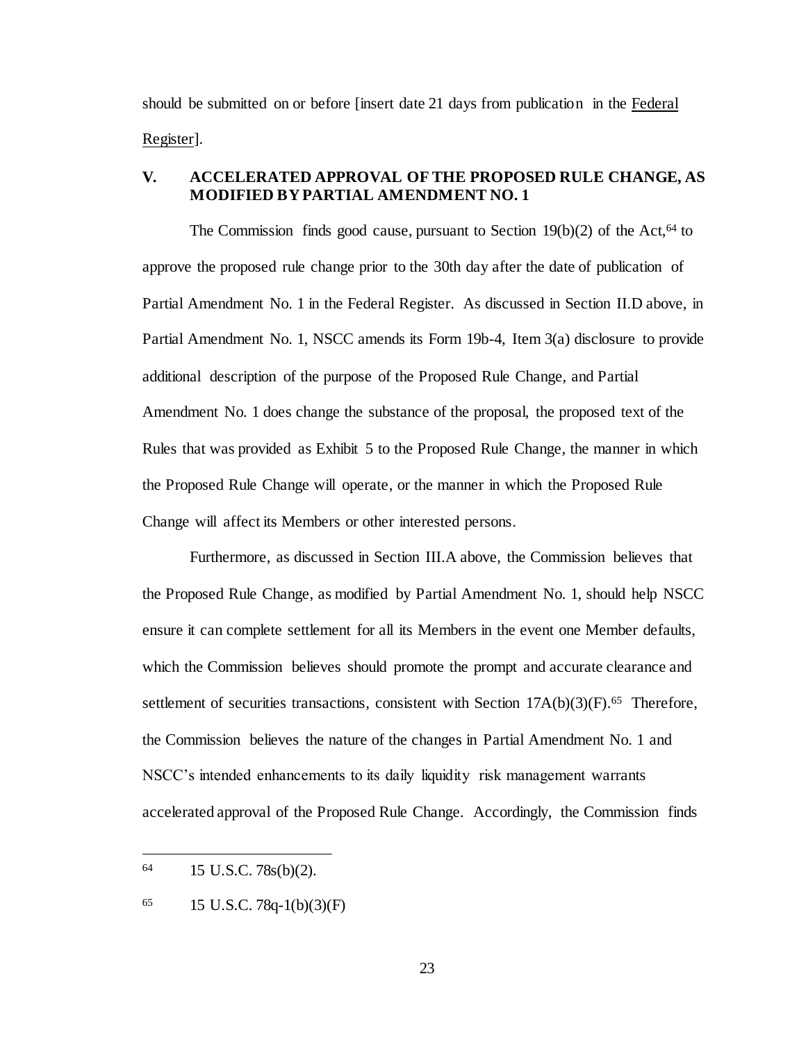should be submitted on or before [insert date 21 days from publication in the Federal Register].

## V. ACCELERATED APPROVAL OF THE PROPOSED RULE CHANGE, AS MODIFIED BY PARTIAL AMENDMENT NO. 1

The Commission finds good cause, pursuant to Section 19(b)(2) of the Act,[64] to approve the proposed rule change prior to the 30th day after the date of publication of Partial Amendment No. 1 in the Federal Register. As discussed in Section II.D above, in Partial Amendment No. 1, NSCC amends its Form 19b-4, Item 3(a) disclosure to provide additional description of the purpose of the Proposed Rule Change, and Partial Amendment No. 1 does change the substance of the proposal, the proposed text of the Rules that was provided as Exhibit 5 to the Proposed Rule Change, the manner in which the Proposed Rule Change will operate, or the manner in which the Proposed Rule Change will affect its Members or other interested persons.

Furthermore, as discussed in Section III.A above, the Commission believes that the Proposed Rule Change, as modified by Partial Amendment No. 1, should help NSCC ensure it can complete settlement for all its Members in the event one Member defaults, which the Commission believes should promote the prompt and accurate clearance and settlement of securities transactions, consistent with Section 17A(b)(3)(F).[65] Therefore, the Commission believes the nature of the changes in Partial Amendment No. 1 and NSCC's intended enhancements to its daily liquidity risk management warrants accelerated approval of the Proposed Rule Change. Accordingly, the Commission finds

---

[64] 15 U.S.C. 78s(b)(2).

[65] 15 U.S.C. 78q-1(b)(3)(F)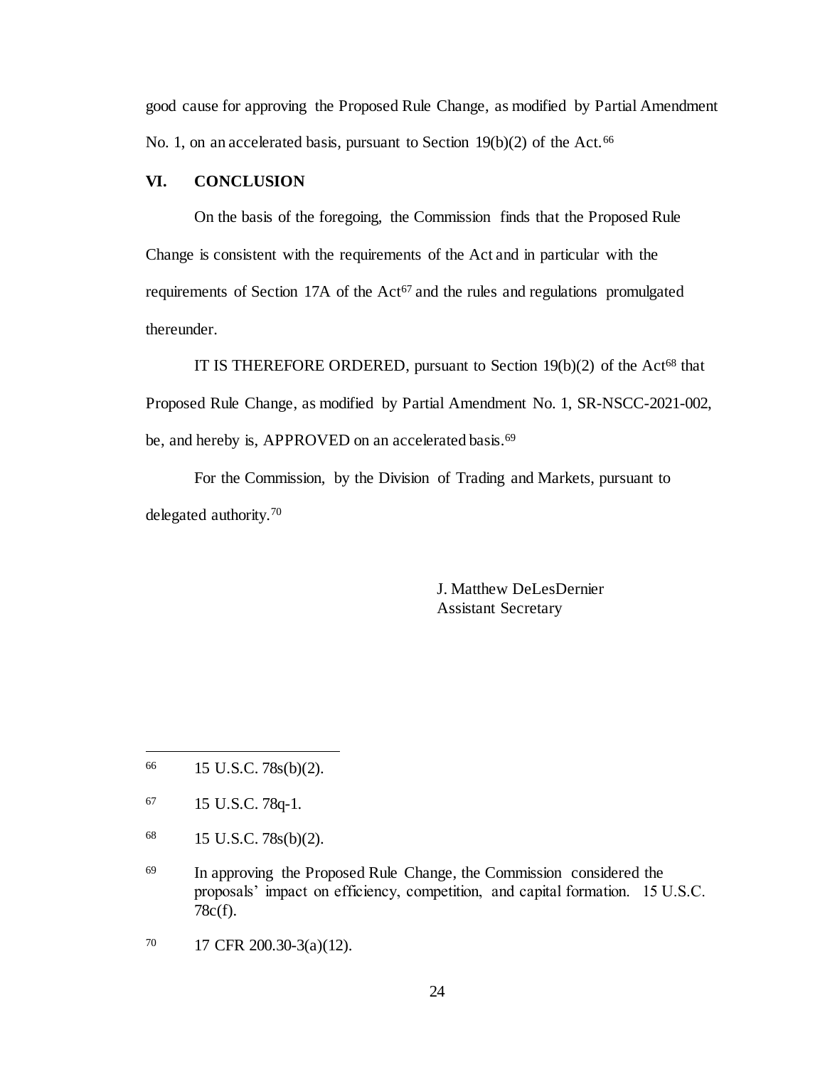good cause for approving the Proposed Rule Change, as modified by Partial Amendment No. 1, on an accelerated basis, pursuant to Section 19(b)(2) of the Act.[66]

## VI. CONCLUSION

On the basis of the foregoing, the Commission finds that the Proposed Rule Change is consistent with the requirements of the Act and in particular with the requirements of Section 17A of the Act[67] and the rules and regulations promulgated thereunder.

IT IS THEREFORE ORDERED, pursuant to Section 19(b)(2) of the Act[68] that Proposed Rule Change, as modified by Partial Amendment No. 1, SR-NSCC-2021-002, be, and hereby is, APPROVED on an accelerated basis.[69]

For the Commission, by the Division of Trading and Markets, pursuant to delegated authority.[70]

J. Matthew DeLesDernier
Assistant Secretary

---

[66] 15 U.S.C. 78s(b)(2).

[67] 15 U.S.C. 78q-1.

[68] 15 U.S.C. 78s(b)(2).

[69] In approving the Proposed Rule Change, the Commission considered the proposals' impact on efficiency, competition, and capital formation. 15 U.S.C. 78c(f).

[70] 17 CFR 200.30-3(a)(12).